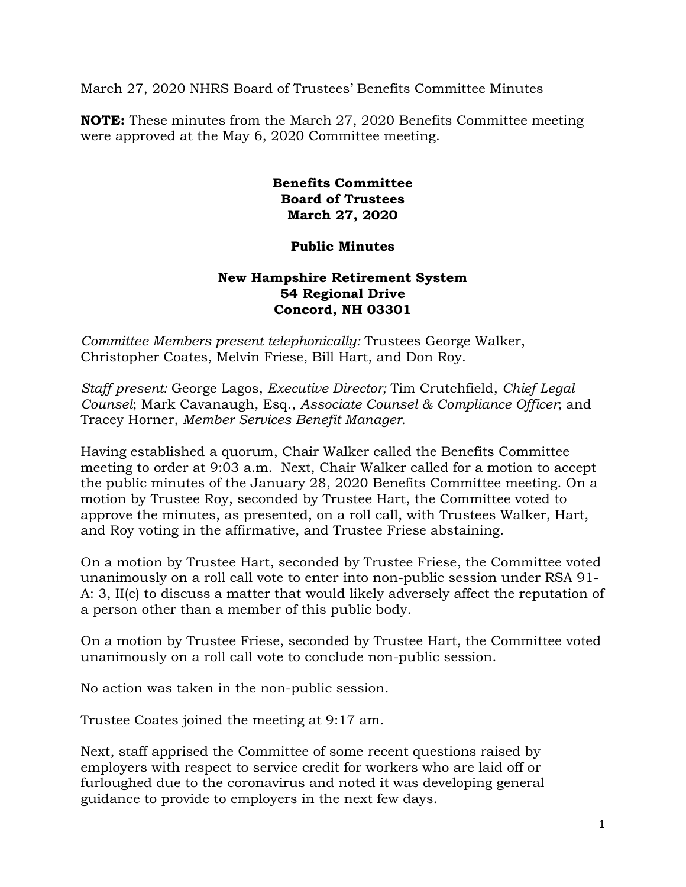March 27, 2020 NHRS Board of Trustees' Benefits Committee Minutes

**NOTE:** These minutes from the March 27, 2020 Benefits Committee meeting were approved at the May 6, 2020 Committee meeting.

**Benefits Committee**
**Board of Trustees**
**March 27, 2020**

**Public Minutes**

**New Hampshire Retirement System**
**54 Regional Drive**
**Concord, NH 03301**

*Committee Members present telephonically:* Trustees George Walker, Christopher Coates, Melvin Friese, Bill Hart, and Don Roy.

*Staff present:* George Lagos, *Executive Director;* Tim Crutchfield, *Chief Legal Counsel*; Mark Cavanaugh, Esq., *Associate Counsel & Compliance Officer*; and Tracey Horner, *Member Services Benefit Manager.*

Having established a quorum, Chair Walker called the Benefits Committee meeting to order at 9:03 a.m. Next, Chair Walker called for a motion to accept the public minutes of the January 28, 2020 Benefits Committee meeting. On a motion by Trustee Roy, seconded by Trustee Hart, the Committee voted to approve the minutes, as presented, on a roll call, with Trustees Walker, Hart, and Roy voting in the affirmative, and Trustee Friese abstaining.

On a motion by Trustee Hart, seconded by Trustee Friese, the Committee voted unanimously on a roll call vote to enter into non-public session under RSA 91-A: 3, II(c) to discuss a matter that would likely adversely affect the reputation of a person other than a member of this public body.

On a motion by Trustee Friese, seconded by Trustee Hart, the Committee voted unanimously on a roll call vote to conclude non-public session.

No action was taken in the non-public session.

Trustee Coates joined the meeting at 9:17 am.

Next, staff apprised the Committee of some recent questions raised by employers with respect to service credit for workers who are laid off or furloughed due to the coronavirus and noted it was developing general guidance to provide to employers in the next few days.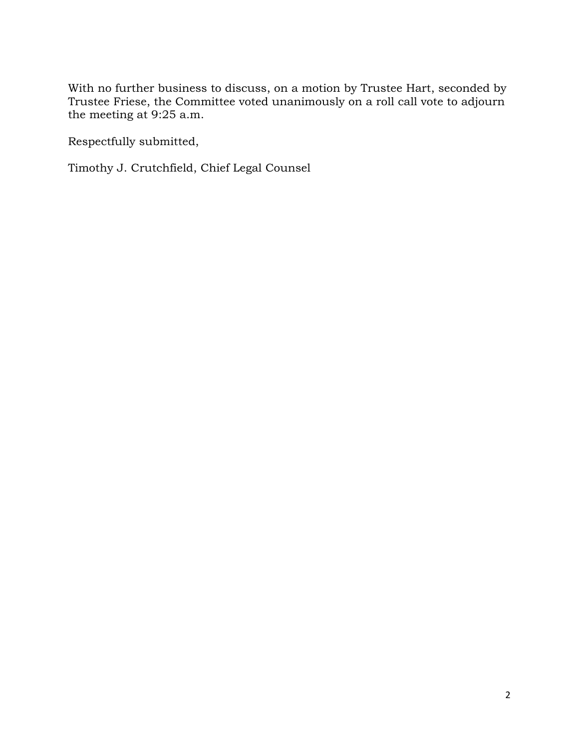With no further business to discuss, on a motion by Trustee Hart, seconded by Trustee Friese, the Committee voted unanimously on a roll call vote to adjourn the meeting at 9:25 a.m.

Respectfully submitted,

Timothy J. Crutchfield, Chief Legal Counsel